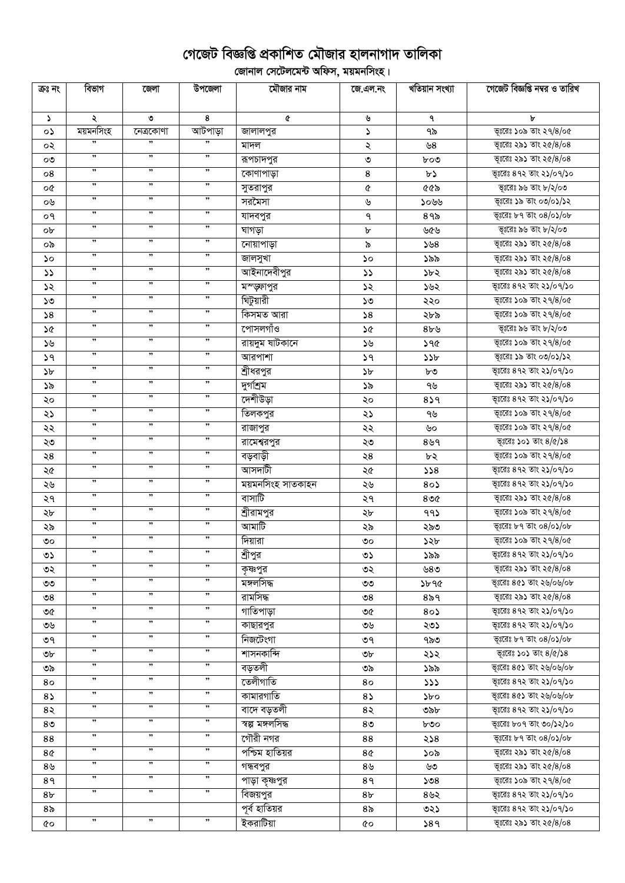# গেজেট বিজ্ঞপ্তি প্রকাশিত মৌজার হালনাগাদ তালিকা

## জোনাল সেটেলমেন্ট অফিস, ময়মনসিংহ।

| ক্রঃ নং | বিভাগ | জেলা | উপজেলা | মৌজার নাম | জে.এল.নং | খতিয়ান সংখ্যা | গেজেট বিজ্ঞপ্তি নম্বর ও তারিখ |
|---|---|---|---|---|---|---|---|
| ১ | ২ | ৩ | ৪ | ৫ | ৬ | ৭ | ৮ |
| ০১ | ময়মনসিংহ | নেত্রকোণা | আটপাড়া | জালালপুর | ১ | ৭৯ | ভূঃরেঃ ১০৯ তাং ২৭/৪/০৫ |
| ০২ | " | " | " | মাদল | ২ | ৬৪ | ভূঃরেঃ ২৯১ তাং ২৫/৪/০৪ |
| ০৩ | " | " | " | রূপচাদপুর | ৩ | ৮০৩ | ভূঃরেঃ ২৯১ তাং ২৫/৪/০৪ |
| ০৪ | " | " | " | কোণাপাড়া | ৪ | ৮১ | ভূঃরেঃ ৪৭২ তাং ২১/০৭/১০ |
| ০৫ | " | " | " | সুতরাপুর | ৫ | ৫৫৯ | ভূঃরেঃ ৯৬ তাং ৮/২/০৩ |
| ০৬ | " | " | " | সরমৈসা | ৬ | ১০৬৬ | ভূঃরেঃ ১৯ তাং ০৩/০১/১২ |
| ০৭ | " | " | " | যাদবপুর | ৭ | ৪৭৯ | ভূঃরেঃ ৮৭ তাং ০৪/০১/০৮ |
| ০৮ | " | " | " | ঘাগড়া | ৮ | ৬৫৬ | ভূঃরেঃ ৯৬ তাং ৮/২/০৩ |
| ০৯ | " | " | " | নোয়াপাড়া | ৯ | ১৬৪ | ভূঃরেঃ ২৯১ তাং ২৫/৪/০৪ |
| ১০ | " | " | " | জালসুখা | ১০ | ১৯৯ | ভূঃরেঃ ২৯১ তাং ২৫/৪/০৪ |
| ১১ | " | " | " | আইনাদেবীপুর | ১১ | ১৮২ | ভূঃরেঃ ২৯১ তাং ২৫/৪/০৪ |
| ১২ | " | " | " | মস্তুফাপুর | ১২ | ১৬২ | ভূঃরেঃ ৪৭২ তাং ২১/০৭/১০ |
| ১৩ | " | " | " | ঘিটুয়ারী | ১৩ | ২২০ | ভূঃরেঃ ১০৯ তাং ২৭/৪/০৫ |
| ১৪ | " | " | " | কিসমত আরা | ১৪ | ২৮৯ | ভূঃরেঃ ১০৯ তাং ২৭/৪/০৫ |
| ১৫ | " | " | " | পোসলগাঁও | ১৫ | ৪৮৬ | ভূঃরেঃ ৯৬ তাং ৮/২/০৩ |
| ১৬ | " | " | " | রায়দুম ষাটকানে | ১৬ | ১৭৫ | ভূঃরেঃ ১০৯ তাং ২৭/৪/০৫ |
| ১৭ | " | " | " | আরপাশা | ১৭ | ১১৮ | ভূঃরেঃ ১৯ তাং ০৩/০১/১২ |
| ১৮ | " | " | " | শ্রীধরপুর | ১৮ | ৮৩ | ভূঃরেঃ ৪৭২ তাং ২১/০৭/১০ |
| ১৯ | " | " | " | দুর্গাশ্রম | ১৯ | ৭৬ | ভূঃরেঃ ২৯১ তাং ২৫/৪/০৪ |
| ২০ | " | " | " | দেশীউড়া | ২০ | ৪১৭ | ভূঃরেঃ ৪৭২ তাং ২১/০৭/১০ |
| ২১ | " | " | " | তিলকপুর | ২১ | ৭৬ | ভূঃরেঃ ১০৯ তাং ২৭/৪/০৫ |
| ২২ | " | " | " | রাজাপুর | ২২ | ৬০ | ভূঃরেঃ ১০৯ তাং ২৭/৪/০৫ |
| ২৩ | " | " | " | রামেশ্বরপুর | ২৩ | ৪৬৭ | ভূঃরেঃ ১০১ তাং ৪/৫/১৪ |
| ২৪ | " | " | " | বড়বাড়ী | ২৪ | ৮২ | ভূঃরেঃ ১০৯ তাং ২৭/৪/০৫ |
| ২৫ | " | " | " | আসদাটী | ২৫ | ১১৪ | ভূঃরেঃ ৪৭২ তাং ২১/০৭/১০ |
| ২৬ | " | " | " | ময়মনসিংহ সাতকাহন | ২৬ | ৪০১ | ভূঃরেঃ ৪৭২ তাং ২১/০৭/১০ |
| ২৭ | " | " | " | বাসাটি | ২৭ | ৪৩৫ | ভূঃরেঃ ২৯১ তাং ২৫/৪/০৪ |
| ২৮ | " | " | " | শ্রীরামপুর | ২৮ | ৭৭১ | ভূঃরেঃ ১০৯ তাং ২৭/৪/০৫ |
| ২৯ | " | " | " | আমাটি | ২৯ | ২৯৩ | ভূঃরেঃ ৮৭ তাং ০৪/০১/০৮ |
| ৩০ | " | " | " | দিয়ারা | ৩০ | ১২৮ | ভূঃরেঃ ১০৯ তাং ২৭/৪/০৫ |
| ৩১ | " | " | " | শ্রীপুর | ৩১ | ১৯৯ | ভূঃরেঃ ৪৭২ তাং ২১/০৭/১০ |
| ৩২ | " | " | " | কৃষ্ণপুর | ৩২ | ৬৪৩ | ভূঃরেঃ ২৯১ তাং ২৫/৪/০৪ |
| ৩৩ | " | " | " | মঙ্গলসিদ্ধ | ৩৩ | ১৮৭৫ | ভূঃরেঃ ৪৫১ তাং ২৬/০৬/০৮ |
| ৩৪ | " | " | " | রামসিদ্ধ | ৩৪ | ৪৯৭ | ভূঃরেঃ ২৯১ তাং ২৫/৪/০৪ |
| ৩৫ | " | " | " | গাতিপাড়া | ৩৫ | ৪০১ | ভূঃরেঃ ৪৭২ তাং ২১/০৭/১০ |
| ৩৬ | " | " | " | কাছারপুর | ৩৬ | ২৩১ | ভূঃরেঃ ৪৭২ তাং ২১/০৭/১০ |
| ৩৭ | " | " | " | নিজটেংগা | ৩৭ | ৭৯৩ | ভূঃরেঃ ৮৭ তাং ০৪/০১/০৮ |
| ৩৮ | " | " | " | শাসনকান্দি | ৩৮ | ২১২ | ভূঃরেঃ ১০১ তাং ৪/৫/১৪ |
| ৩৯ | " | " | " | বড়তলী | ৩৯ | ১৯৯ | ভূঃরেঃ ৪৫১ তাং ২৬/০৬/০৮ |
| ৪০ | " | " | " | তেলীগাতি | ৪০ | ১১১ | ভূঃরেঃ ৪৭২ তাং ২১/০৭/১০ |
| ৪১ | " | " | " | কামারগাতি | ৪১ | ১৮০ | ভূঃরেঃ ৪৫১ তাং ২৬/০৬/০৮ |
| ৪২ | " | " | " | বাদে বড়তলী | ৪২ | ৩৯৮ | ভূঃরেঃ ৪৭২ তাং ২১/০৭/১০ |
| ৪৩ | " | " | " | স্বল্প মঙ্গলসিদ্ধ | ৪৩ | ৮৩০ | ভূঃরেঃ ৮০৭ তাং ৩০/১২/১০ |
| ৪৪ | " | " | " | গৌরী নগর | ৪৪ | ২১৪ | ভূঃরেঃ ৮৭ তাং ০৪/০১/০৮ |
| ৪৫ | " | " | " | পশ্চিম হাতিয়র | ৪৫ | ১০৯ | ভূঃরেঃ ২৯১ তাং ২৫/৪/০৪ |
| ৪৬ | " | " | " | গন্ধবপুর | ৪৬ | ৬৩ | ভূঃরেঃ ২৯১ তাং ২৫/৪/০৪ |
| ৪৭ | " | " | " | পাড়া কৃষ্ণপুর | ৪৭ | ১৩৪ | ভূঃরেঃ ১০৯ তাং ২৭/৪/০৫ |
| ৪৮ | " | " | " | বিজয়পুর | ৪৮ | ৪৬২ | ভূঃরেঃ ৪৭২ তাং ২১/০৭/১০ |
| ৪৯ | | | | পূর্ব হাতিয়র | ৪৯ | ৩২১ | ভূঃরেঃ ৪৭২ তাং ২১/০৭/১০ |
| ৫০ | " | " | " | ইকরাটিয়া | ৫০ | ১৪৭ | ভূঃরেঃ ২৯১ তাং ২৫/৪/০৪ |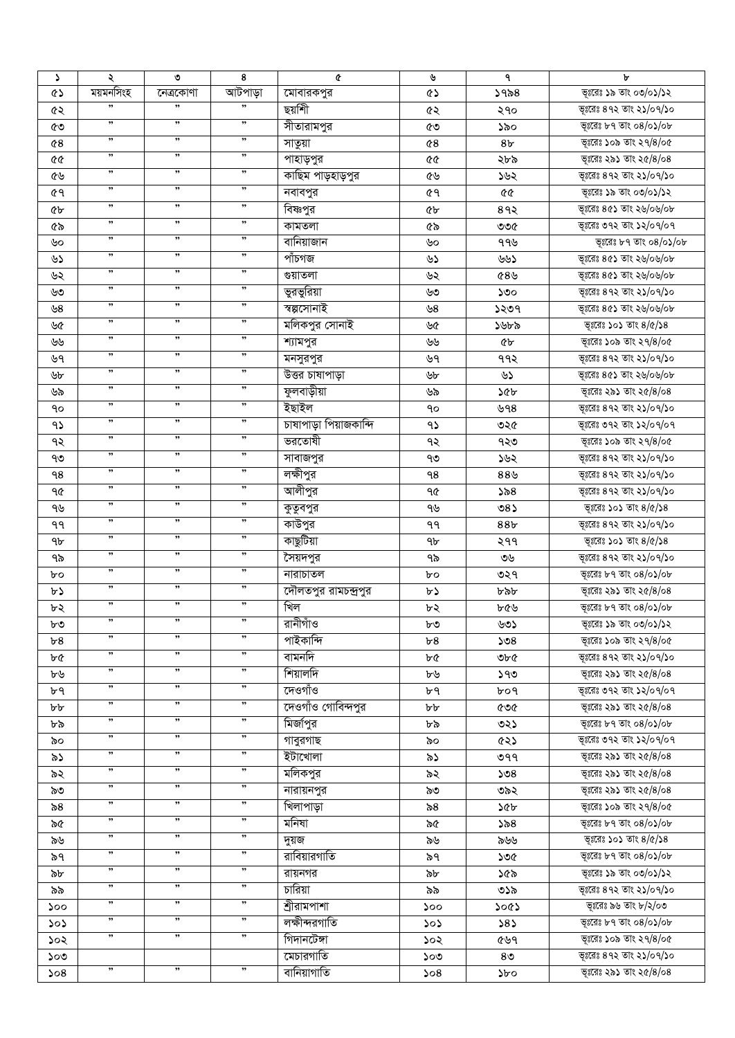| ১ | ২ | ৩ | ৪ | ৫ | ৬ | ৭ | ৮ |
|---|---|---|---|---|---|---|---|
| ৫১ | ময়মনসিংহ | নেত্রকোণা | আটপাড়া | মোবারকপুর | ৫১ | ১৭৯৪ | ভূঃরেঃ ১৯ তাং ০৩/০১/১২ |
| ৫২ | ” | ” | ” | ছয়শী | ৫২ | ২৭০ | ভূঃরেঃ ৪৭২ তাং ২১/০৭/১০ |
| ৫৩ | ” | ” | ” | সীতারামপুর | ৫৩ | ১৯০ | ভূঃরেঃ ৮৭ তাং ০৪/০১/০৮ |
| ৫৪ | ” | ” | ” | সাতুয়া | ৫৪ | ৪৮ | ভূঃরেঃ ১০৯ তাং ২৭/৪/০৫ |
| ৫৫ | ” | ” | ” | পাহাড়পুর | ৫৫ | ২৮৯ | ভূঃরেঃ ২৯১ তাং ২৫/৪/০৪ |
| ৫৬ | ” | ” | ” | কাছিম পাড়হাড়পুর | ৫৬ | ১৬২ | ভূঃরেঃ ৪৭২ তাং ২১/০৭/১০ |
| ৫৭ | ” | ” | ” | নবাবপুর | ৫৭ | ৫৫ | ভূঃরেঃ ১৯ তাং ০৩/০১/১২ |
| ৫৮ | ” | ” | ” | বিষ্ণপুর | ৫৮ | ৪৭২ | ভূঃরেঃ ৪৫১ তাং ২৬/০৬/০৮ |
| ৫৯ | ” | ” | ” | কামতলা | ৫৯ | ৩৩৫ | ভূঃরেঃ ৩৭২ তাং ১২/০৭/০৭ |
| ৬০ | ” | ” | ” | বানিয়াজান | ৬০ | ৭৭৬ | ভূঃরেঃ ৮৭ তাং ০৪/০১/০৮ |
| ৬১ | ” | ” | ” | পাঁচগজ | ৬১ | ৬৬১ | ভূঃরেঃ ৪৫১ তাং ২৬/০৬/০৮ |
| ৬২ | ” | ” | ” | গুয়াতলা | ৬২ | ৫৪৬ | ভূঃরেঃ ৪৫১ তাং ২৬/০৬/০৮ |
| ৬৩ | ” | ” | ” | ভুরভুরিয়া | ৬৩ | ১৩০ | ভূঃরেঃ ৪৭২ তাং ২১/০৭/১০ |
| ৬৪ | ” | ” | ” | স্বল্পসোনাই | ৬৪ | ১২৩৭ | ভূঃরেঃ ৪৫১ তাং ২৬/০৬/০৮ |
| ৬৫ | ” | ” | ” | মলিকপুর সোনাই | ৬৫ | ১৬৮৯ | ভূঃরেঃ ১০১ তাং ৪/৫/১৪ |
| ৬৬ | ” | ” | ” | শ্যামপুর | ৬৬ | ৫৮ | ভূঃরেঃ ১০৯ তাং ২৭/৪/০৫ |
| ৬৭ | ” | ” | ” | মনসুরপুর | ৬৭ | ৭৭২ | ভূঃরেঃ ৪৭২ তাং ২১/০৭/১০ |
| ৬৮ | ” | ” | ” | উত্তর চাষাপাড়া | ৬৮ | ৬১ | ভূঃরেঃ ৪৫১ তাং ২৬/০৬/০৮ |
| ৬৯ | ” | ” | ” | ফুলবাড়ীয়া | ৬৯ | ১৫৮ | ভূঃরেঃ ২৯১ তাং ২৫/৪/০৪ |
| ৭০ | ” | ” | ” | ইছাইল | ৭০ | ৬৭৪ | ভূঃরেঃ ৪৭২ তাং ২১/০৭/১০ |
| ৭১ | ” | ” | ” | চাষাপাড়া পিয়াজকান্দি | ৭১ | ৩২৫ | ভূঃরেঃ ৩৭২ তাং ১২/০৭/০৭ |
| ৭২ | ” | ” | ” | ভরতোষী | ৭২ | ৭২৩ | ভূঃরেঃ ১০৯ তাং ২৭/৪/০৫ |
| ৭৩ | ” | ” | ” | সাবাজপুর | ৭৩ | ১৬২ | ভূঃরেঃ ৪৭২ তাং ২১/০৭/১০ |
| ৭৪ | ” | ” | ” | লক্ষীপুর | ৭৪ | ৪৪৬ | ভূঃরেঃ ৪৭২ তাং ২১/০৭/১০ |
| ৭৫ | ” | ” | ” | আলীপুর | ৭৫ | ১৯৪ | ভূঃরেঃ ৪৭২ তাং ২১/০৭/১০ |
| ৭৬ | ” | ” | ” | কুতুবপুর | ৭৬ | ৩৪১ | ভূঃরেঃ ১০১ তাং ৪/৫/১৪ |
| ৭৭ | ” | ” | ” | কাউপুর | ৭৭ | ৪৪৮ | ভূঃরেঃ ৪৭২ তাং ২১/০৭/১০ |
| ৭৮ | ” | ” | ” | কাছুটিয়া | ৭৮ | ২৭৭ | ভূঃরেঃ ১০১ তাং ৪/৫/১৪ |
| ৭৯ | ” | ” | ” | সৈয়দপুর | ৭৯ | ৩৬ | ভূঃরেঃ ৪৭২ তাং ২১/০৭/১০ |
| ৮০ | ” | ” | ” | নারাচাতল | ৮০ | ৩২৭ | ভূঃরেঃ ৮৭ তাং ০৪/০১/০৮ |
| ৮১ | ” | ” | ” | দৌলতপুর রামচন্দ্রপুর | ৮১ | ৮৯৮ | ভূঃরেঃ ২৯১ তাং ২৫/৪/০৪ |
| ৮২ | ” | ” | ” | খিল | ৮২ | ৮৫৬ | ভূঃরেঃ ৮৭ তাং ০৪/০১/০৮ |
| ৮৩ | ” | ” | ” | রানীগাঁও | ৮৩ | ৬৩১ | ভূঃরেঃ ১৯ তাং ০৩/০১/১২ |
| ৮৪ | ” | ” | ” | পাইকান্দি | ৮৪ | ১৩৪ | ভূঃরেঃ ১০৯ তাং ২৭/৪/০৫ |
| ৮৫ | ” | ” | ” | বামনদি | ৮৫ | ৩৮৫ | ভূঃরেঃ ৪৭২ তাং ২১/০৭/১০ |
| ৮৬ | ” | ” | ” | শিয়ালদি | ৮৬ | ১৭৩ | ভূঃরেঃ ২৯১ তাং ২৫/৪/০৪ |
| ৮৭ | ” | ” | ” | দেওগাঁও | ৮৭ | ৮০৭ | ভূঃরেঃ ৩৭২ তাং ১২/০৭/০৭ |
| ৮৮ | ” | ” | ” | দেওগাঁও গোবিন্দপুর | ৮৮ | ৫৩৫ | ভূঃরেঃ ২৯১ তাং ২৫/৪/০৪ |
| ৮৯ | ” | ” | ” | মির্জাপুর | ৮৯ | ৩২১ | ভূঃরেঃ ৮৭ তাং ০৪/০১/০৮ |
| ৯০ | ” | ” | ” | গাবুরগাছ | ৯০ | ৫২১ | ভূঃরেঃ ৩৭২ তাং ১২/০৭/০৭ |
| ৯১ | ” | ” | ” | ইটাখোলা | ৯১ | ৩৭৭ | ভূঃরেঃ ২৯১ তাং ২৫/৪/০৪ |
| ৯২ | ” | ” | ” | মলিকপুর | ৯২ | ১৩৪ | ভূঃরেঃ ২৯১ তাং ২৫/৪/০৪ |
| ৯৩ | ” | ” | ” | নারায়নপুর | ৯৩ | ৩৯২ | ভূঃরেঃ ২৯১ তাং ২৫/৪/০৪ |
| ৯৪ | ” | ” | ” | খিলাপাড়া | ৯৪ | ১৫৮ | ভূঃরেঃ ১০৯ তাং ২৭/৪/০৫ |
| ৯৫ | ” | ” | ” | মনিষা | ৯৫ | ১৯৪ | ভূঃরেঃ ৮৭ তাং ০৪/০১/০৮ |
| ৯৬ | ” | ” | ” | দুয়জ | ৯৬ | ৯৬৬ | ভূঃরেঃ ১০১ তাং ৪/৫/১৪ |
| ৯৭ | ” | ” | ” | রাবিয়ারগাতি | ৯৭ | ১৩৫ | ভূঃরেঃ ৮৭ তাং ০৪/০১/০৮ |
| ৯৮ | ” | ” | ” | রায়নগর | ৯৮ | ১৫৯ | ভূঃরেঃ ১৯ তাং ০৩/০১/১২ |
| ৯৯ | ” | ” | ” | চারিয়া | ৯৯ | ৩১৯ | ভূঃরেঃ ৪৭২ তাং ২১/০৭/১০ |
| ১০০ | ” | ” | ” | শ্রীরামপাশা | ১০০ | ১০৫১ | ভূঃরেঃ ৯৬ তাং ৮/২/০৩ |
| ১০১ | ” | ” | ” | লক্ষীন্দরগাতি | ১০১ | ১৪১ | ভূঃরেঃ ৮৭ তাং ০৪/০১/০৮ |
| ১০২ | ” | ” | ” | গিদানটেঙ্গা | ১০২ | ৫৬৭ | ভূঃরেঃ ১০৯ তাং ২৭/৪/০৫ |
| ১০৩ | | | | মেচারগাতি | ১০৩ | ৪৩ | ভূঃরেঃ ৪৭২ তাং ২১/০৭/১০ |
| ১০৪ | ” | ” | ” | বানিয়াগাতি | ১০৪ | ১৮০ | ভূঃরেঃ ২৯১ তাং ২৫/৪/০৪ |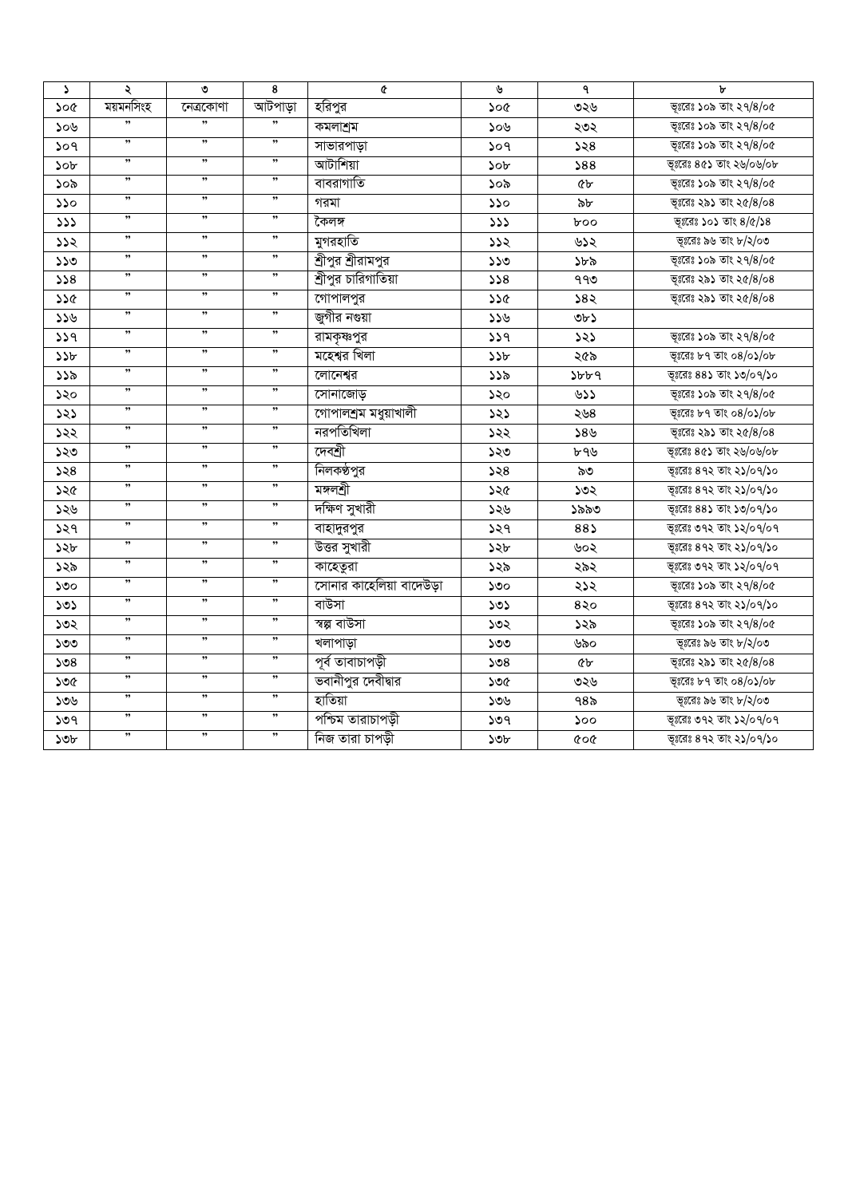| ১ | ২ | ৩ | ৪ | ৫ | ৬ | ৭ | ৮ |
|---|---|---|---|---|---|---|---|
| ১০৫ | ময়মনসিংহ | নেত্রকোণা | আটপাড়া | হরিপুর | ১০৫ | ৩২৬ | ভূঃরেঃ ১০৯ তাং ২৭/৪/০৫ |
| ১০৬ | ” | ” | ” | কমলাশ্রম | ১০৬ | ২৩২ | ভূঃরেঃ ১০৯ তাং ২৭/৪/০৫ |
| ১০৭ | ” | ” | ” | সাভারপাড়া | ১০৭ | ১২৪ | ভূঃরেঃ ১০৯ তাং ২৭/৪/০৫ |
| ১০৮ | ” | ” | ” | আটাশিয়া | ১০৮ | ১৪৪ | ভূঃরেঃ ৪৫১ তাং ২৬/০৬/০৮ |
| ১০৯ | ” | ” | ” | বাবরাগাতি | ১০৯ | ৫৮ | ভূঃরেঃ ১০৯ তাং ২৭/৪/০৫ |
| ১১০ | ” | ” | ” | গরমা | ১১০ | ৯৮ | ভূঃরেঃ ২৯১ তাং ২৫/৪/০৪ |
| ১১১ | ” | ” | ” | কৈলঙ্গ | ১১১ | ৮০০ | ভূঃরেঃ ১০১ তাং ৪/৫/১৪ |
| ১১২ | ” | ” | ” | মুগরহাতি | ১১২ | ৬১২ | ভূঃরেঃ ৯৬ তাং ৮/২/০৩ |
| ১১৩ | ” | ” | ” | শ্রীপুর শ্রীরামপুর | ১১৩ | ১৮৯ | ভূঃরেঃ ১০৯ তাং ২৭/৪/০৫ |
| ১১৪ | ” | ” | ” | শ্রীপুর চারিগাতিয়া | ১১৪ | ৭৭৩ | ভূঃরেঃ ২৯১ তাং ২৫/৪/০৪ |
| ১১৫ | ” | ” | ” | গোপালপুর | ১১৫ | ১৪২ | ভূঃরেঃ ২৯১ তাং ২৫/৪/০৪ |
| ১১৬ | ” | ” | ” | জুগীর নগুয়া | ১১৬ | ৩৮১ | |
| ১১৭ | ” | ” | ” | রামকৃষ্ণপুর | ১১৭ | ১২১ | ভূঃরেঃ ১০৯ তাং ২৭/৪/০৫ |
| ১১৮ | ” | ” | ” | মহেশ্বর খিলা | ১১৮ | ২৫৯ | ভূঃরেঃ ৮৭ তাং ০৪/০১/০৮ |
| ১১৯ | ” | ” | ” | লোনেশ্বর | ১১৯ | ১৮৮৭ | ভূঃরেঃ ৪৪১ তাং ১৩/০৭/১০ |
| ১২০ | ” | ” | ” | সোনাজোড় | ১২০ | ৬১১ | ভূঃরেঃ ১০৯ তাং ২৭/৪/০৫ |
| ১২১ | ” | ” | ” | গোপালশ্রম মধুয়াখালী | ১২১ | ২৬৪ | ভূঃরেঃ ৮৭ তাং ০৪/০১/০৮ |
| ১২২ | ” | ” | ” | নরপতিখিলা | ১২২ | ১৪৬ | ভূঃরেঃ ২৯১ তাং ২৫/৪/০৪ |
| ১২৩ | ” | ” | ” | দেবশ্রী | ১২৩ | ৮৭৬ | ভূঃরেঃ ৪৫১ তাং ২৬/০৬/০৮ |
| ১২৪ | ” | ” | ” | নিলকণ্ঠপুর | ১২৪ | ৯৩ | ভূঃরেঃ ৪৭২ তাং ২১/০৭/১০ |
| ১২৫ | ” | ” | ” | মঙ্গলশ্রী | ১২৫ | ১৩২ | ভূঃরেঃ ৪৭২ তাং ২১/০৭/১০ |
| ১২৬ | ” | ” | ” | দক্ষিণ সুখারী | ১২৬ | ১৯৯৩ | ভূঃরেঃ ৪৪১ তাং ১৩/০৭/১০ |
| ১২৭ | ” | ” | ” | বাহাদুরপুর | ১২৭ | ৪৪১ | ভূঃরেঃ ৩৭২ তাং ১২/০৭/০৭ |
| ১২৮ | ” | ” | ” | উত্তর সুখারী | ১২৮ | ৬০২ | ভূঃরেঃ ৪৭২ তাং ২১/০৭/১০ |
| ১২৯ | ” | ” | ” | কাহেতুরা | ১২৯ | ২৯২ | ভূঃরেঃ ৩৭২ তাং ১২/০৭/০৭ |
| ১৩০ | ” | ” | ” | সোনার কাহেলিয়া বাদেউড়া | ১৩০ | ২১২ | ভূঃরেঃ ১০৯ তাং ২৭/৪/০৫ |
| ১৩১ | ” | ” | ” | বাউসা | ১৩১ | ৪২০ | ভূঃরেঃ ৪৭২ তাং ২১/০৭/১০ |
| ১৩২ | ” | ” | ” | স্বল্প বাউসা | ১৩২ | ১২৯ | ভূঃরেঃ ১০৯ তাং ২৭/৪/০৫ |
| ১৩৩ | ” | ” | ” | খলাপাড়া | ১৩৩ | ৬৯০ | ভূঃরেঃ ৯৬ তাং ৮/২/০৩ |
| ১৩৪ | ” | ” | ” | পূর্ব তাবাচাপড়ী | ১৩৪ | ৫৮ | ভূঃরেঃ ২৯১ তাং ২৫/৪/০৪ |
| ১৩৫ | ” | ” | ” | ভবানীপুর দেবীদ্বার | ১৩৫ | ৩২৬ | ভূঃরেঃ ৮৭ তাং ০৪/০১/০৮ |
| ১৩৬ | ” | ” | ” | হাতিয়া | ১৩৬ | ৭৪৯ | ভূঃরেঃ ৯৬ তাং ৮/২/০৩ |
| ১৩৭ | ” | ” | ” | পশ্চিম তারাচাপড়ী | ১৩৭ | ১০০ | ভূঃরেঃ ৩৭২ তাং ১২/০৭/০৭ |
| ১৩৮ | ” | ” | ” | নিজ তারা চাপড়ী | ১৩৮ | ৫০৫ | ভূঃরেঃ ৪৭২ তাং ২১/০৭/১০ |